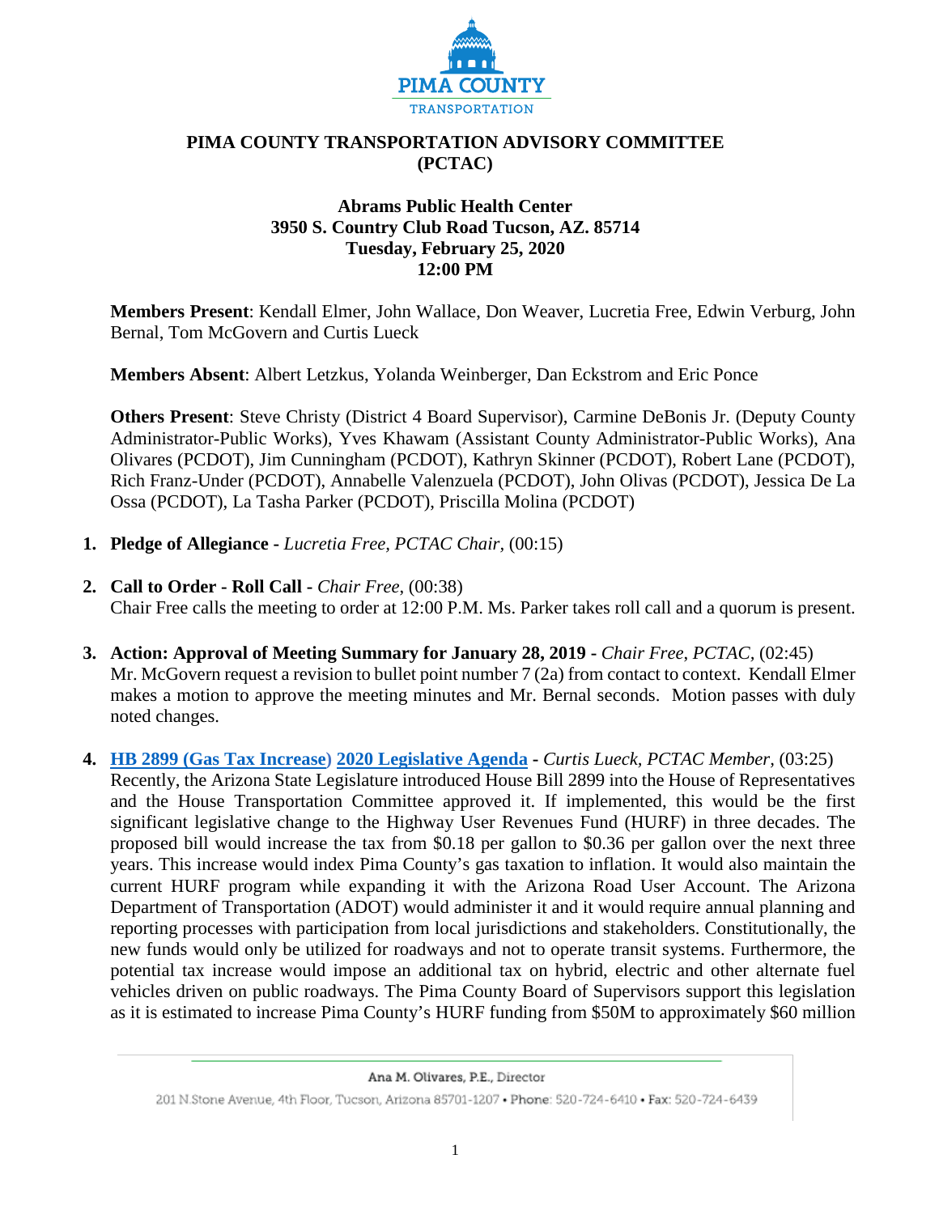# PIMA COUNTY TRANSPORTATION ADVISORY COMMITTEE (PCTAC)

**Abrams Public Health Center**
**3950 S. Country Club Road Tucson, AZ. 85714**
**Tuesday, February 25, 2020**
**12:00 PM**

**Members Present**: Kendall Elmer, John Wallace, Don Weaver, Lucretia Free, Edwin Verburg, John Bernal, Tom McGovern and Curtis Lueck

**Members Absent**: Albert Letzkus, Yolanda Weinberger, Dan Eckstrom and Eric Ponce

**Others Present**: Steve Christy (District 4 Board Supervisor), Carmine DeBonis Jr. (Deputy County Administrator-Public Works), Yves Khawam (Assistant County Administrator-Public Works), Ana Olivares (PCDOT), Jim Cunningham (PCDOT), Kathryn Skinner (PCDOT), Robert Lane (PCDOT), Rich Franz-Under (PCDOT), Annabelle Valenzuela (PCDOT), John Olivas (PCDOT), Jessica De La Ossa (PCDOT), La Tasha Parker (PCDOT), Priscilla Molina (PCDOT)

1. **Pledge of Allegiance -** *Lucretia Free, PCTAC Chair,* (00:15)

2. **Call to Order - Roll Call -** *Chair Free*, (00:38)
   Chair Free calls the meeting to order at 12:00 P.M. Ms. Parker takes roll call and a quorum is present.

3. **Action: Approval of Meeting Summary for January 28, 2019 -** *Chair Free, PCTAC,* (02:45)
   Mr. McGovern request a revision to bullet point number 7 (2a) from contact to context. Kendall Elmer makes a motion to approve the meeting minutes and Mr. Bernal seconds. Motion passes with duly noted changes.

4. **HB 2899 (Gas Tax Increase) 2020 Legislative Agenda -** *Curtis Lueck, PCTAC Member*, (03:25)
   Recently, the Arizona State Legislature introduced House Bill 2899 into the House of Representatives and the House Transportation Committee approved it. If implemented, this would be the first significant legislative change to the Highway User Revenues Fund (HURF) in three decades. The proposed bill would increase the tax from $0.18 per gallon to $0.36 per gallon over the next three years. This increase would index Pima County's gas taxation to inflation. It would also maintain the current HURF program while expanding it with the Arizona Road User Account. The Arizona Department of Transportation (ADOT) would administer it and it would require annual planning and reporting processes with participation from local jurisdictions and stakeholders. Constitutionally, the new funds would only be utilized for roadways and not to operate transit systems. Furthermore, the potential tax increase would impose an additional tax on hybrid, electric and other alternate fuel vehicles driven on public roadways. The Pima County Board of Supervisors support this legislation as it is estimated to increase Pima County's HURF funding from $50M to approximately $60 million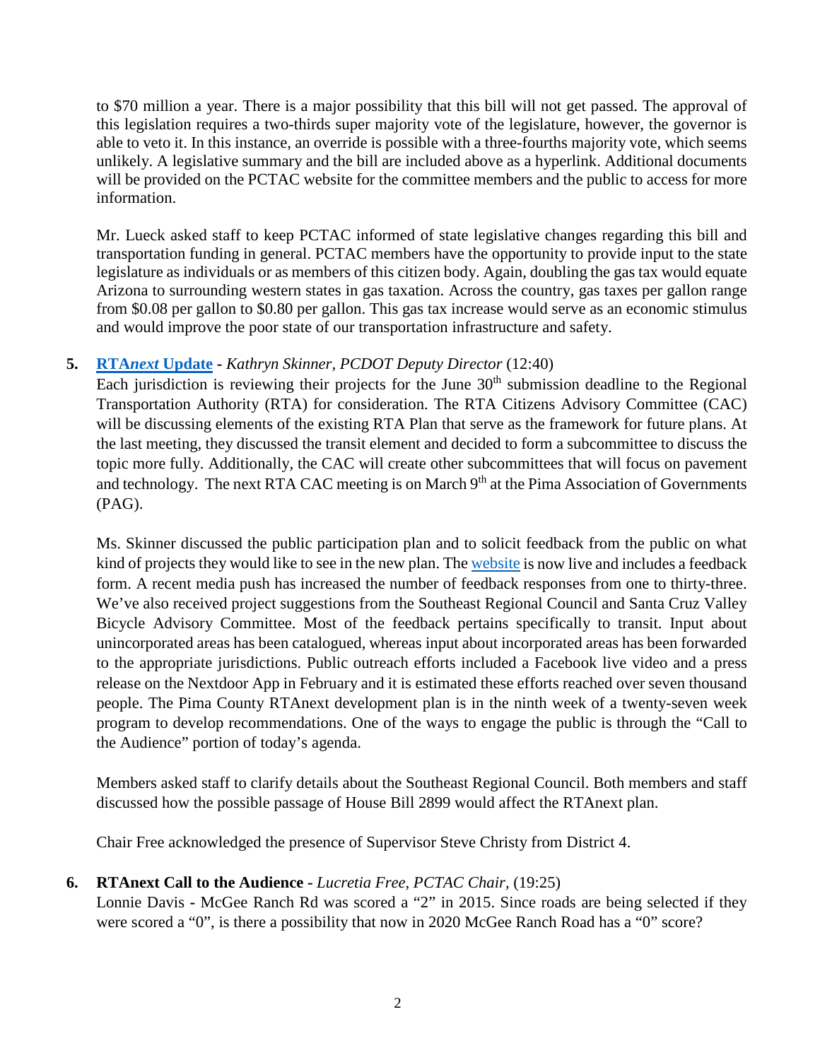to $70 million a year. There is a major possibility that this bill will not get passed. The approval of this legislation requires a two-thirds super majority vote of the legislature, however, the governor is able to veto it. In this instance, an override is possible with a three-fourths majority vote, which seems unlikely. A legislative summary and the bill are included above as a hyperlink. Additional documents will be provided on the PCTAC website for the committee members and the public to access for more information.

Mr. Lueck asked staff to keep PCTAC informed of state legislative changes regarding this bill and transportation funding in general. PCTAC members have the opportunity to provide input to the state legislature as individuals or as members of this citizen body. Again, doubling the gas tax would equate Arizona to surrounding western states in gas taxation. Across the country, gas taxes per gallon range from $0.08 per gallon to $0.80 per gallon. This gas tax increase would serve as an economic stimulus and would improve the poor state of our transportation infrastructure and safety.

**5. RTA*next* Update** - *Kathryn Skinner, PCDOT Deputy Director* (12:40)

Each jurisdiction is reviewing their projects for the June 30th submission deadline to the Regional Transportation Authority (RTA) for consideration. The RTA Citizens Advisory Committee (CAC) will be discussing elements of the existing RTA Plan that serve as the framework for future plans. At the last meeting, they discussed the transit element and decided to form a subcommittee to discuss the topic more fully. Additionally, the CAC will create other subcommittees that will focus on pavement and technology. The next RTA CAC meeting is on March 9th at the Pima Association of Governments (PAG).

Ms. Skinner discussed the public participation plan and to solicit feedback from the public on what kind of projects they would like to see in the new plan. The website is now live and includes a feedback form. A recent media push has increased the number of feedback responses from one to thirty-three. We've also received project suggestions from the Southeast Regional Council and Santa Cruz Valley Bicycle Advisory Committee. Most of the feedback pertains specifically to transit. Input about unincorporated areas has been catalogued, whereas input about incorporated areas has been forwarded to the appropriate jurisdictions. Public outreach efforts included a Facebook live video and a press release on the Nextdoor App in February and it is estimated these efforts reached over seven thousand people. The Pima County RTAnext development plan is in the ninth week of a twenty-seven week program to develop recommendations. One of the ways to engage the public is through the "Call to the Audience" portion of today's agenda.

Members asked staff to clarify details about the Southeast Regional Council. Both members and staff discussed how the possible passage of House Bill 2899 would affect the RTAnext plan.

Chair Free acknowledged the presence of Supervisor Steve Christy from District 4.

**6. RTAnext Call to the Audience** - *Lucretia Free, PCTAC Chair,* (19:25)

Lonnie Davis - McGee Ranch Rd was scored a "2" in 2015. Since roads are being selected if they were scored a "0", is there a possibility that now in 2020 McGee Ranch Road has a "0" score?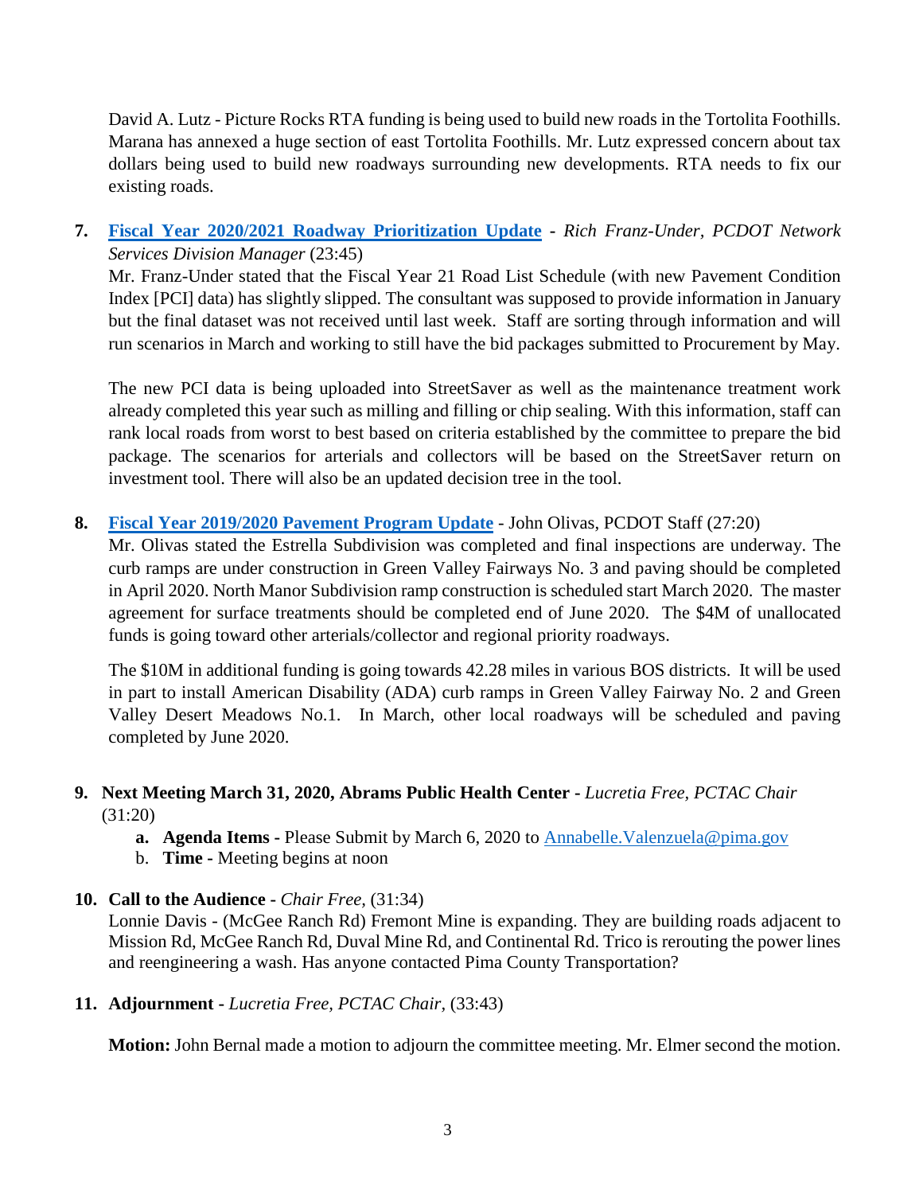David A. Lutz - Picture Rocks RTA funding is being used to build new roads in the Tortolita Foothills. Marana has annexed a huge section of east Tortolita Foothills. Mr. Lutz expressed concern about tax dollars being used to build new roadways surrounding new developments. RTA needs to fix our existing roads.

**7. [Fiscal Year 2020/2021 Roadway Prioritization Update](#) -** *Rich Franz-Under, PCDOT Network Services Division Manager* (23:45)

Mr. Franz-Under stated that the Fiscal Year 21 Road List Schedule (with new Pavement Condition Index [PCI] data) has slightly slipped. The consultant was supposed to provide information in January but the final dataset was not received until last week. Staff are sorting through information and will run scenarios in March and working to still have the bid packages submitted to Procurement by May.

The new PCI data is being uploaded into StreetSaver as well as the maintenance treatment work already completed this year such as milling and filling or chip sealing. With this information, staff can rank local roads from worst to best based on criteria established by the committee to prepare the bid package. The scenarios for arterials and collectors will be based on the StreetSaver return on investment tool. There will also be an updated decision tree in the tool.

**8. [Fiscal Year 2019/2020 Pavement Program Update](#)** - John Olivas, PCDOT Staff (27:20)

Mr. Olivas stated the Estrella Subdivision was completed and final inspections are underway. The curb ramps are under construction in Green Valley Fairways No. 3 and paving should be completed in April 2020. North Manor Subdivision ramp construction is scheduled start March 2020. The master agreement for surface treatments should be completed end of June 2020. The $4M of unallocated funds is going toward other arterials/collector and regional priority roadways.

The $10M in additional funding is going towards 42.28 miles in various BOS districts. It will be used in part to install American Disability (ADA) curb ramps in Green Valley Fairway No. 2 and Green Valley Desert Meadows No.1. In March, other local roadways will be scheduled and paving completed by June 2020.

**9. Next Meeting March 31, 2020, Abrams Public Health Center -** *Lucretia Free, PCTAC Chair* (31:20)

   a. **Agenda Items -** Please Submit by March 6, 2020 to [Annabelle.Valenzuela@pima.gov](mailto:Annabelle.Valenzuela@pima.gov)
   b. **Time -** Meeting begins at noon

**10. Call to the Audience -** *Chair Free,* (31:34)

Lonnie Davis - (McGee Ranch Rd) Fremont Mine is expanding. They are building roads adjacent to Mission Rd, McGee Ranch Rd, Duval Mine Rd, and Continental Rd. Trico is rerouting the power lines and reengineering a wash. Has anyone contacted Pima County Transportation?

**11. Adjournment -** *Lucretia Free, PCTAC Chair,* (33:43)

**Motion:** John Bernal made a motion to adjourn the committee meeting. Mr. Elmer second the motion.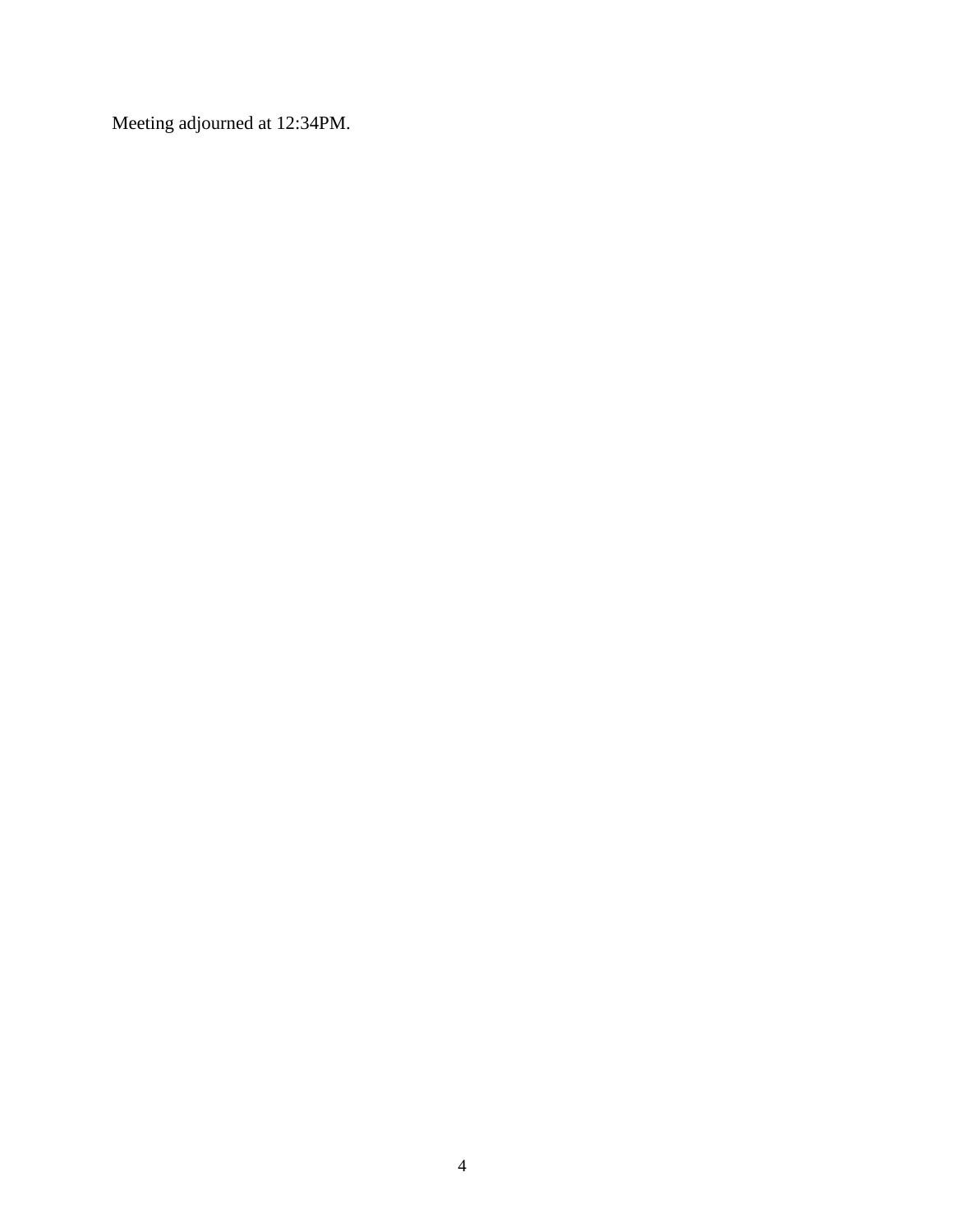Meeting adjourned at 12:34PM.